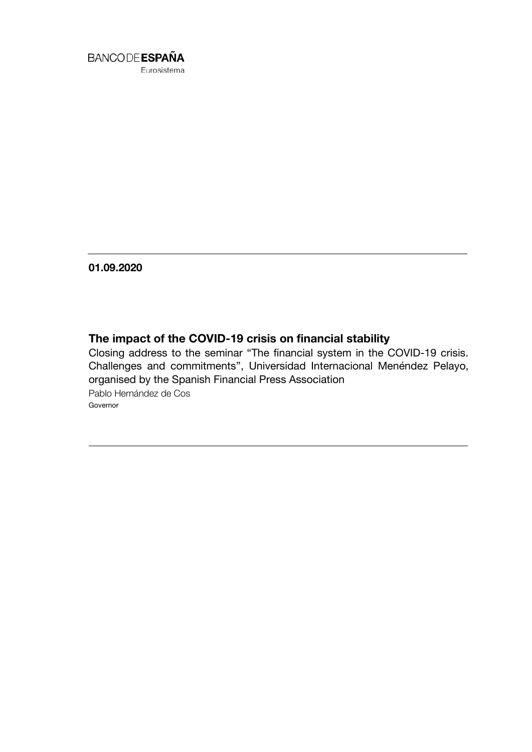BANCO DE **ESPAÑA**
Eurosistema

**01.09.2020**

# The impact of the COVID-19 crisis on financial stability

Closing address to the seminar "The financial system in the COVID-19 crisis. Challenges and commitments", Universidad Internacional Menéndez Pelayo, organised by the Spanish Financial Press Association

Pablo Hernández de Cos
Governor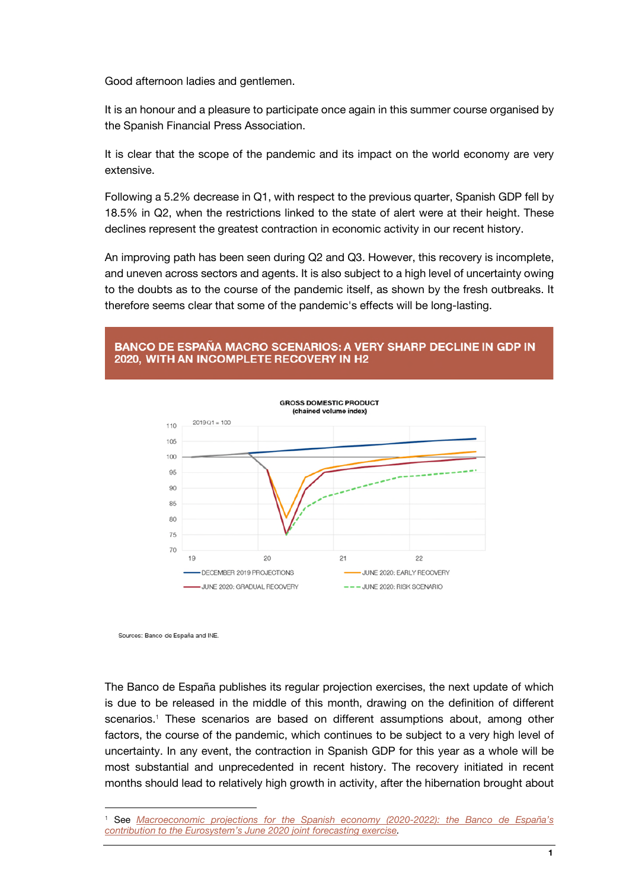Good afternoon ladies and gentlemen.

It is an honour and a pleasure to participate once again in this summer course organised by the Spanish Financial Press Association.

It is clear that the scope of the pandemic and its impact on the world economy are very extensive.

Following a 5.2% decrease in Q1, with respect to the previous quarter, Spanish GDP fell by 18.5% in Q2, when the restrictions linked to the state of alert were at their height. These declines represent the greatest contraction in economic activity in our recent history.

An improving path has been seen during Q2 and Q3. However, this recovery is incomplete, and uneven across sectors and agents. It is also subject to a high level of uncertainty owing to the doubts as to the course of the pandemic itself, as shown by the fresh outbreaks. It therefore seems clear that some of the pandemic's effects will be long-lasting.

**BANCO DE ESPAÑA MACRO SCENARIOS: A VERY SHARP DECLINE IN GDP IN 2020, WITH AN INCOMPLETE RECOVERY IN H2**

GROSS DOMESTIC PRODUCT (chained volume index)

2019 Q1 = 100

DECEMBER 2019 PROJECTIONS — JUNE 2020: EARLY RECOVERY — JUNE 2020: GRADUAL RECOVERY — JUNE 2020: RISK SCENARIO

Sources: Banco de España and INE.

The Banco de España publishes its regular projection exercises, the next update of which is due to be released in the middle of this month, drawing on the definition of different scenarios.[1] These scenarios are based on different assumptions about, among other factors, the course of the pandemic, which continues to be subject to a very high level of uncertainty. In any event, the contraction in Spanish GDP for this year as a whole will be most substantial and unprecedented in recent history. The recovery initiated in recent months should lead to relatively high growth in activity, after the hibernation brought about

[1] See *Macroeconomic projections for the Spanish economy (2020-2022): the Banco de España's contribution to the Eurosystem's June 2020 joint forecasting exercise*.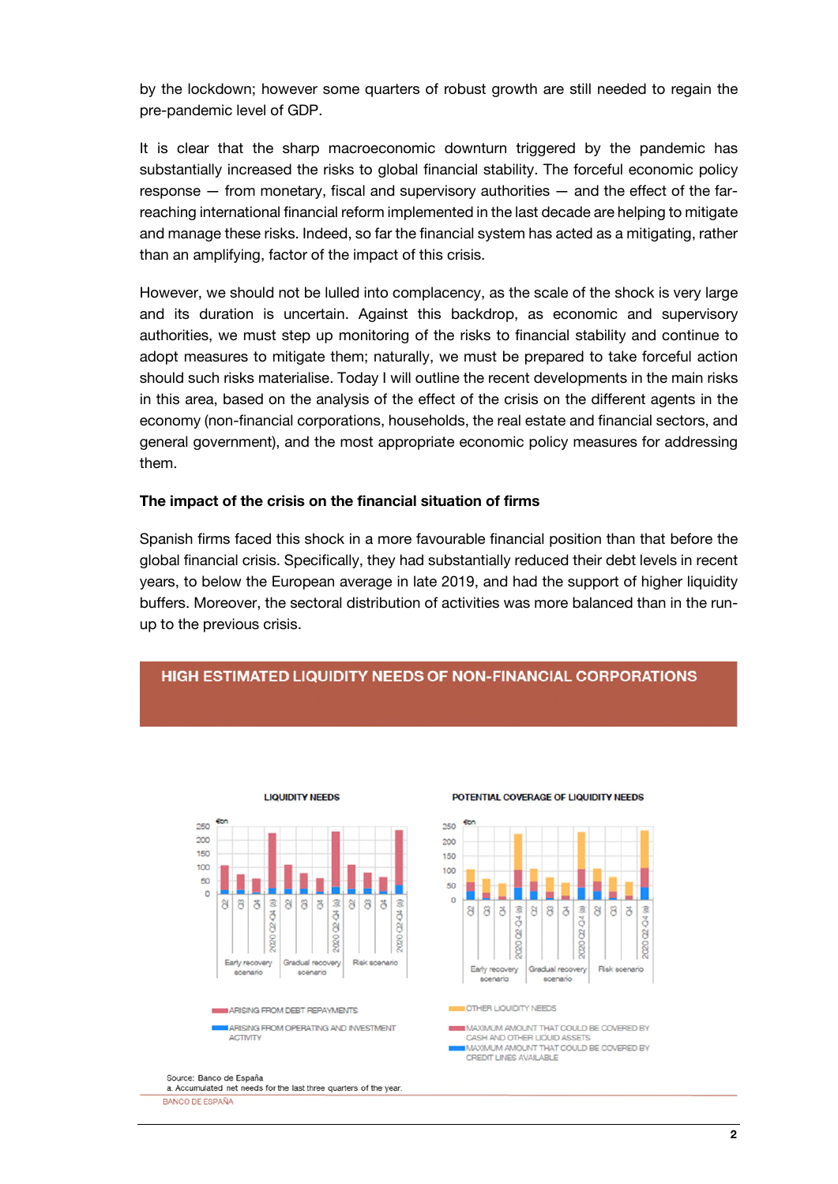by the lockdown; however some quarters of robust growth are still needed to regain the pre-pandemic level of GDP.

It is clear that the sharp macroeconomic downturn triggered by the pandemic has substantially increased the risks to global financial stability. The forceful economic policy response — from monetary, fiscal and supervisory authorities — and the effect of the far-reaching international financial reform implemented in the last decade are helping to mitigate and manage these risks. Indeed, so far the financial system has acted as a mitigating, rather than an amplifying, factor of the impact of this crisis.

However, we should not be lulled into complacency, as the scale of the shock is very large and its duration is uncertain. Against this backdrop, as economic and supervisory authorities, we must step up monitoring of the risks to financial stability and continue to adopt measures to mitigate them; naturally, we must be prepared to take forceful action should such risks materialise. Today I will outline the recent developments in the main risks in this area, based on the analysis of the effect of the crisis on the different agents in the economy (non-financial corporations, households, the real estate and financial sectors, and general government), and the most appropriate economic policy measures for addressing them.

**The impact of the crisis on the financial situation of firms**

Spanish firms faced this shock in a more favourable financial position than that before the global financial crisis. Specifically, they had substantially reduced their debt levels in recent years, to below the European average in late 2019, and had the support of higher liquidity buffers. Moreover, the sectoral distribution of activities was more balanced than in the run-up to the previous crisis.

**HIGH ESTIMATED LIQUIDITY NEEDS OF NON-FINANCIAL CORPORATIONS**

Source: Banco de España

a. Accumulated net needs for the last three quarters of the year.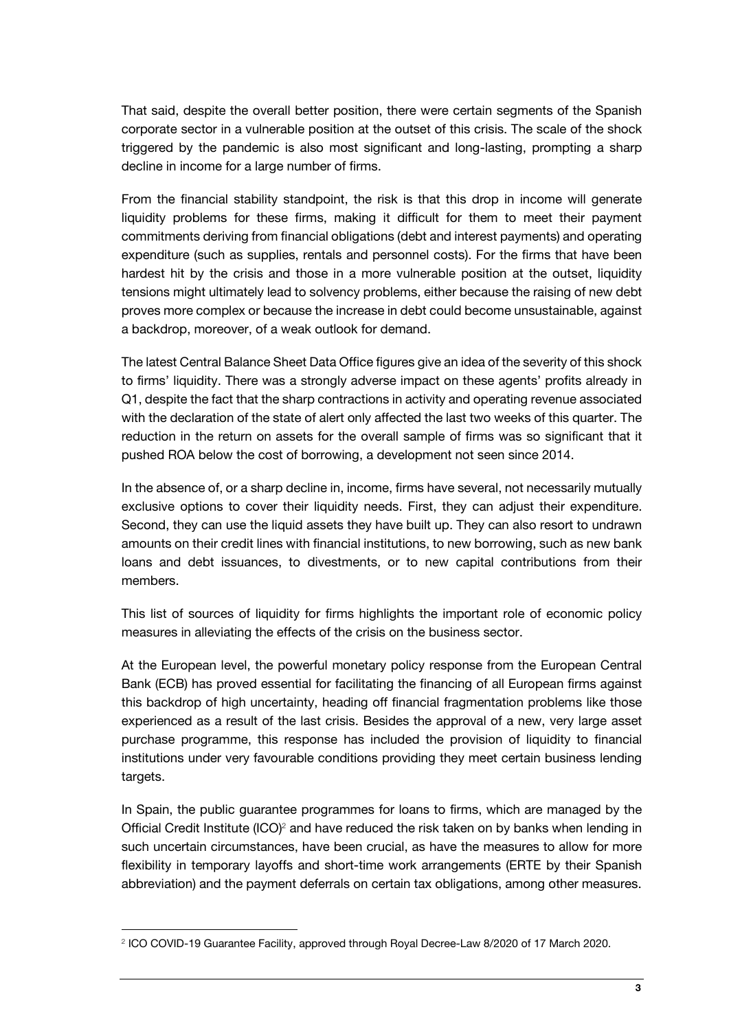That said, despite the overall better position, there were certain segments of the Spanish corporate sector in a vulnerable position at the outset of this crisis. The scale of the shock triggered by the pandemic is also most significant and long-lasting, prompting a sharp decline in income for a large number of firms.

From the financial stability standpoint, the risk is that this drop in income will generate liquidity problems for these firms, making it difficult for them to meet their payment commitments deriving from financial obligations (debt and interest payments) and operating expenditure (such as supplies, rentals and personnel costs). For the firms that have been hardest hit by the crisis and those in a more vulnerable position at the outset, liquidity tensions might ultimately lead to solvency problems, either because the raising of new debt proves more complex or because the increase in debt could become unsustainable, against a backdrop, moreover, of a weak outlook for demand.

The latest Central Balance Sheet Data Office figures give an idea of the severity of this shock to firms' liquidity. There was a strongly adverse impact on these agents' profits already in Q1, despite the fact that the sharp contractions in activity and operating revenue associated with the declaration of the state of alert only affected the last two weeks of this quarter. The reduction in the return on assets for the overall sample of firms was so significant that it pushed ROA below the cost of borrowing, a development not seen since 2014.

In the absence of, or a sharp decline in, income, firms have several, not necessarily mutually exclusive options to cover their liquidity needs. First, they can adjust their expenditure. Second, they can use the liquid assets they have built up. They can also resort to undrawn amounts on their credit lines with financial institutions, to new borrowing, such as new bank loans and debt issuances, to divestments, or to new capital contributions from their members.

This list of sources of liquidity for firms highlights the important role of economic policy measures in alleviating the effects of the crisis on the business sector.

At the European level, the powerful monetary policy response from the European Central Bank (ECB) has proved essential for facilitating the financing of all European firms against this backdrop of high uncertainty, heading off financial fragmentation problems like those experienced as a result of the last crisis. Besides the approval of a new, very large asset purchase programme, this response has included the provision of liquidity to financial institutions under very favourable conditions providing they meet certain business lending targets.

In Spain, the public guarantee programmes for loans to firms, which are managed by the Official Credit Institute (ICO)[2] and have reduced the risk taken on by banks when lending in such uncertain circumstances, have been crucial, as have the measures to allow for more flexibility in temporary layoffs and short-time work arrangements (ERTE by their Spanish abbreviation) and the payment deferrals on certain tax obligations, among other measures.

[2] ICO COVID-19 Guarantee Facility, approved through Royal Decree-Law 8/2020 of 17 March 2020.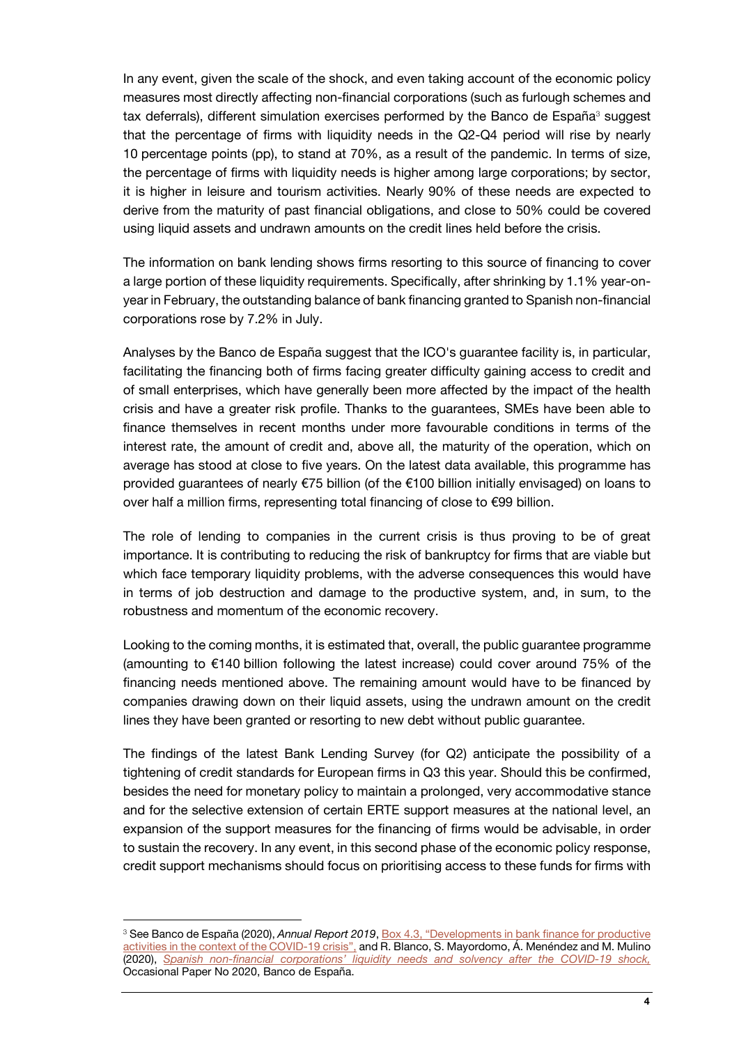In any event, given the scale of the shock, and even taking account of the economic policy measures most directly affecting non-financial corporations (such as furlough schemes and tax deferrals), different simulation exercises performed by the Banco de España[3] suggest that the percentage of firms with liquidity needs in the Q2-Q4 period will rise by nearly 10 percentage points (pp), to stand at 70%, as a result of the pandemic. In terms of size, the percentage of firms with liquidity needs is higher among large corporations; by sector, it is higher in leisure and tourism activities. Nearly 90% of these needs are expected to derive from the maturity of past financial obligations, and close to 50% could be covered using liquid assets and undrawn amounts on the credit lines held before the crisis.

The information on bank lending shows firms resorting to this source of financing to cover a large portion of these liquidity requirements. Specifically, after shrinking by 1.1% year-on-year in February, the outstanding balance of bank financing granted to Spanish non-financial corporations rose by 7.2% in July.

Analyses by the Banco de España suggest that the ICO's guarantee facility is, in particular, facilitating the financing both of firms facing greater difficulty gaining access to credit and of small enterprises, which have generally been more affected by the impact of the health crisis and have a greater risk profile. Thanks to the guarantees, SMEs have been able to finance themselves in recent months under more favourable conditions in terms of the interest rate, the amount of credit and, above all, the maturity of the operation, which on average has stood at close to five years. On the latest data available, this programme has provided guarantees of nearly €75 billion (of the €100 billion initially envisaged) on loans to over half a million firms, representing total financing of close to €99 billion.

The role of lending to companies in the current crisis is thus proving to be of great importance. It is contributing to reducing the risk of bankruptcy for firms that are viable but which face temporary liquidity problems, with the adverse consequences this would have in terms of job destruction and damage to the productive system, and, in sum, to the robustness and momentum of the economic recovery.

Looking to the coming months, it is estimated that, overall, the public guarantee programme (amounting to €140 billion following the latest increase) could cover around 75% of the financing needs mentioned above. The remaining amount would have to be financed by companies drawing down on their liquid assets, using the undrawn amount on the credit lines they have been granted or resorting to new debt without public guarantee.

The findings of the latest Bank Lending Survey (for Q2) anticipate the possibility of a tightening of credit standards for European firms in Q3 this year. Should this be confirmed, besides the need for monetary policy to maintain a prolonged, very accommodative stance and for the selective extension of certain ERTE support measures at the national level, an expansion of the support measures for the financing of firms would be advisable, in order to sustain the recovery. In any event, in this second phase of the economic policy response, credit support mechanisms should focus on prioritising access to these funds for firms with

---

[3] See Banco de España (2020), *Annual Report 2019*, Box 4.3, "Developments in bank finance for productive activities in the context of the COVID-19 crisis", and R. Blanco, S. Mayordomo, Á. Menéndez and M. Mulino (2020), *Spanish non-financial corporations' liquidity needs and solvency after the COVID-19 shock,* Occasional Paper No 2020, Banco de España.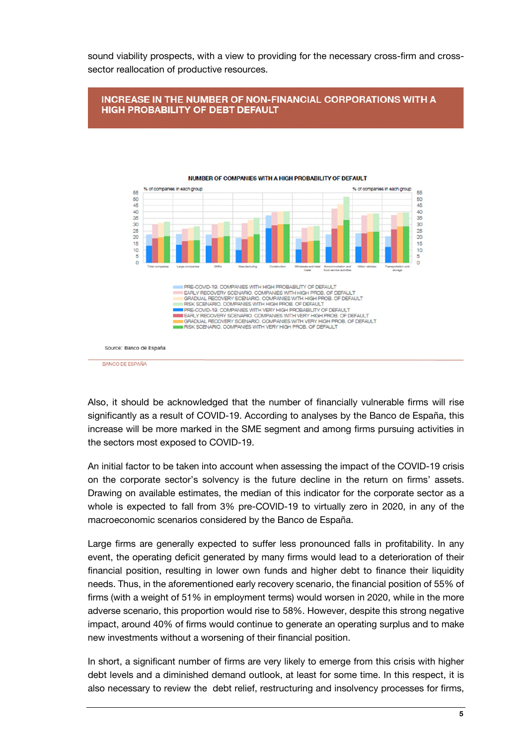sound viability prospects, with a view to providing for the necessary cross-firm and cross-sector reallocation of productive resources.

## INCREASE IN THE NUMBER OF NON-FINANCIAL CORPORATIONS WITH A HIGH PROBABILITY OF DEBT DEFAULT

NUMBER OF COMPANIES WITH A HIGH PROBABILITY OF DEFAULT

% of companies in each group

Total companies, Large companies, SMEs, Manufacturing, Construction, Wholesale and retail trade, Accommodation and food service activities, Motor vehicles, Transportation and storage

- PRE-COVID-19. COMPANIES WITH HIGH PROBABILITY OF DEFAULT
- EARLY RECOVERY SCENARIO. COMPANIES WITH HIGH PROB. OF DEFAULT
- GRADUAL RECOVERY SCENARIO. COMPANIES WITH HIGH PROB. OF DEFAULT
- RISK SCENARIO. COMPANIES WITH HIGH PROB. OF DEFAULT
- PRE-COVID-19. COMPANIES WITH VERY HIGH PROBABILITY OF DEFAULT
- EARLY RECOVERY SCENARIO. COMPANIES WITH VERY HIGH PROB. OF DEFAULT
- GRADUAL RECOVERY SCENARIO. COMPANIES WITH VERY HIGH PROB. OF DEFAULT
- RISK SCENARIO. COMPANIES WITH VERY HIGH PROB. OF DEFAULT

Source: Banco de España

Also, it should be acknowledged that the number of financially vulnerable firms will rise significantly as a result of COVID-19. According to analyses by the Banco de España, this increase will be more marked in the SME segment and among firms pursuing activities in the sectors most exposed to COVID-19.

An initial factor to be taken into account when assessing the impact of the COVID-19 crisis on the corporate sector's solvency is the future decline in the return on firms' assets. Drawing on available estimates, the median of this indicator for the corporate sector as a whole is expected to fall from 3% pre-COVID-19 to virtually zero in 2020, in any of the macroeconomic scenarios considered by the Banco de España.

Large firms are generally expected to suffer less pronounced falls in profitability. In any event, the operating deficit generated by many firms would lead to a deterioration of their financial position, resulting in lower own funds and higher debt to finance their liquidity needs. Thus, in the aforementioned early recovery scenario, the financial position of 55% of firms (with a weight of 51% in employment terms) would worsen in 2020, while in the more adverse scenario, this proportion would rise to 58%. However, despite this strong negative impact, around 40% of firms would continue to generate an operating surplus and to make new investments without a worsening of their financial position.

In short, a significant number of firms are very likely to emerge from this crisis with higher debt levels and a diminished demand outlook, at least for some time. In this respect, it is also necessary to review the debt relief, restructuring and insolvency processes for firms,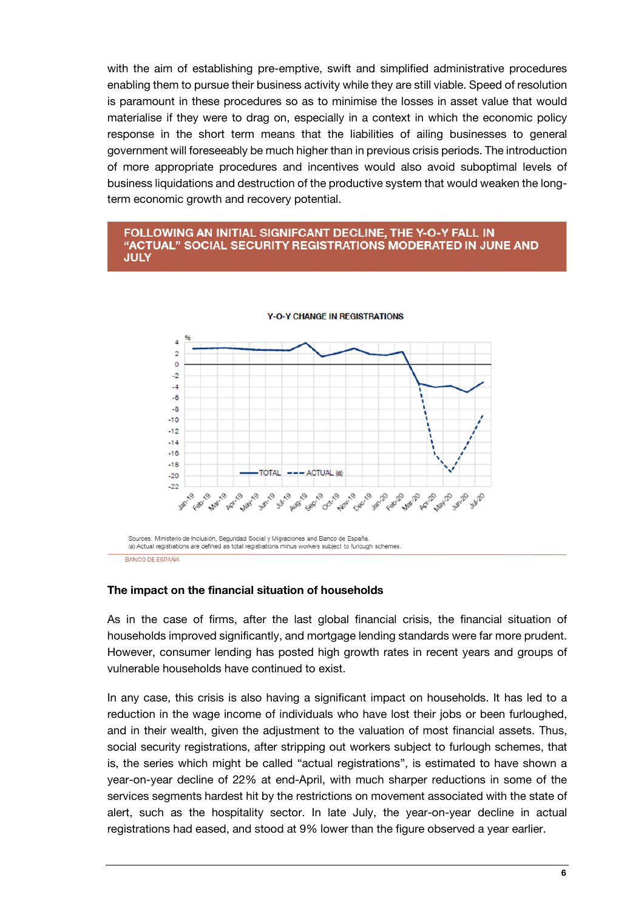with the aim of establishing pre-emptive, swift and simplified administrative procedures enabling them to pursue their business activity while they are still viable. Speed of resolution is paramount in these procedures so as to minimise the losses in asset value that would materialise if they were to drag on, especially in a context in which the economic policy response in the short term means that the liabilities of ailing businesses to general government will foreseeably be much higher than in previous crisis periods. The introduction of more appropriate procedures and incentives would also avoid suboptimal levels of business liquidations and destruction of the productive system that would weaken the long-term economic growth and recovery potential.

**FOLLOWING AN INITIAL SIGNIFCANT DECLINE, THE Y-O-Y FALL IN "ACTUAL" SOCIAL SECURITY REGISTRATIONS MODERATED IN JUNE AND JULY**

Y-O-Y CHANGE IN REGISTRATIONS

Sources: Ministerio de Inclusión, Seguridad Social y Migraciones and Banco de España.
(a) Actual registrations are defined as total registrations minus workers subject to furlough schemes.

BANCO DE ESPAÑA

### The impact on the financial situation of households

As in the case of firms, after the last global financial crisis, the financial situation of households improved significantly, and mortgage lending standards were far more prudent. However, consumer lending has posted high growth rates in recent years and groups of vulnerable households have continued to exist.

In any case, this crisis is also having a significant impact on households. It has led to a reduction in the wage income of individuals who have lost their jobs or been furloughed, and in their wealth, given the adjustment to the valuation of most financial assets. Thus, social security registrations, after stripping out workers subject to furlough schemes, that is, the series which might be called "actual registrations", is estimated to have shown a year-on-year decline of 22% at end-April, with much sharper reductions in some of the services segments hardest hit by the restrictions on movement associated with the state of alert, such as the hospitality sector. In late July, the year-on-year decline in actual registrations had eased, and stood at 9% lower than the figure observed a year earlier.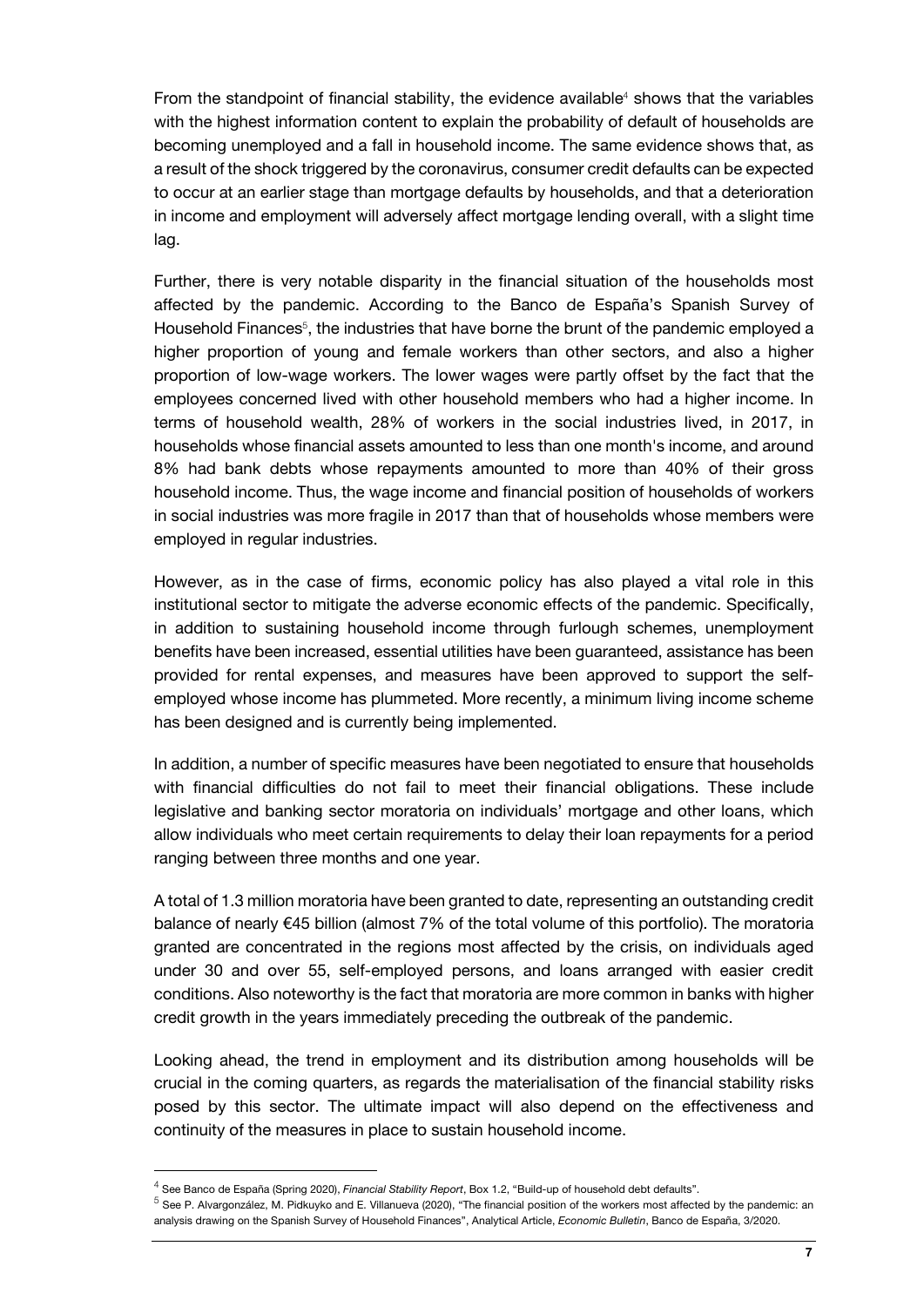From the standpoint of financial stability, the evidence available[4] shows that the variables with the highest information content to explain the probability of default of households are becoming unemployed and a fall in household income. The same evidence shows that, as a result of the shock triggered by the coronavirus, consumer credit defaults can be expected to occur at an earlier stage than mortgage defaults by households, and that a deterioration in income and employment will adversely affect mortgage lending overall, with a slight time lag.

Further, there is very notable disparity in the financial situation of the households most affected by the pandemic. According to the Banco de España's Spanish Survey of Household Finances[5], the industries that have borne the brunt of the pandemic employed a higher proportion of young and female workers than other sectors, and also a higher proportion of low-wage workers. The lower wages were partly offset by the fact that the employees concerned lived with other household members who had a higher income. In terms of household wealth, 28% of workers in the social industries lived, in 2017, in households whose financial assets amounted to less than one month's income, and around 8% had bank debts whose repayments amounted to more than 40% of their gross household income. Thus, the wage income and financial position of households of workers in social industries was more fragile in 2017 than that of households whose members were employed in regular industries.

However, as in the case of firms, economic policy has also played a vital role in this institutional sector to mitigate the adverse economic effects of the pandemic. Specifically, in addition to sustaining household income through furlough schemes, unemployment benefits have been increased, essential utilities have been guaranteed, assistance has been provided for rental expenses, and measures have been approved to support the self-employed whose income has plummeted. More recently, a minimum living income scheme has been designed and is currently being implemented.

In addition, a number of specific measures have been negotiated to ensure that households with financial difficulties do not fail to meet their financial obligations. These include legislative and banking sector moratoria on individuals' mortgage and other loans, which allow individuals who meet certain requirements to delay their loan repayments for a period ranging between three months and one year.

A total of 1.3 million moratoria have been granted to date, representing an outstanding credit balance of nearly €45 billion (almost 7% of the total volume of this portfolio). The moratoria granted are concentrated in the regions most affected by the crisis, on individuals aged under 30 and over 55, self-employed persons, and loans arranged with easier credit conditions. Also noteworthy is the fact that moratoria are more common in banks with higher credit growth in the years immediately preceding the outbreak of the pandemic.

Looking ahead, the trend in employment and its distribution among households will be crucial in the coming quarters, as regards the materialisation of the financial stability risks posed by this sector. The ultimate impact will also depend on the effectiveness and continuity of the measures in place to sustain household income.

---

[4] See Banco de España (Spring 2020), *Financial Stability Report*, Box 1.2, "Build-up of household debt defaults".

[5] See P. Alvargonzález, M. Pidkuyko and E. Villanueva (2020), "The financial position of the workers most affected by the pandemic: an analysis drawing on the Spanish Survey of Household Finances", Analytical Article, *Economic Bulletin*, Banco de España, 3/2020.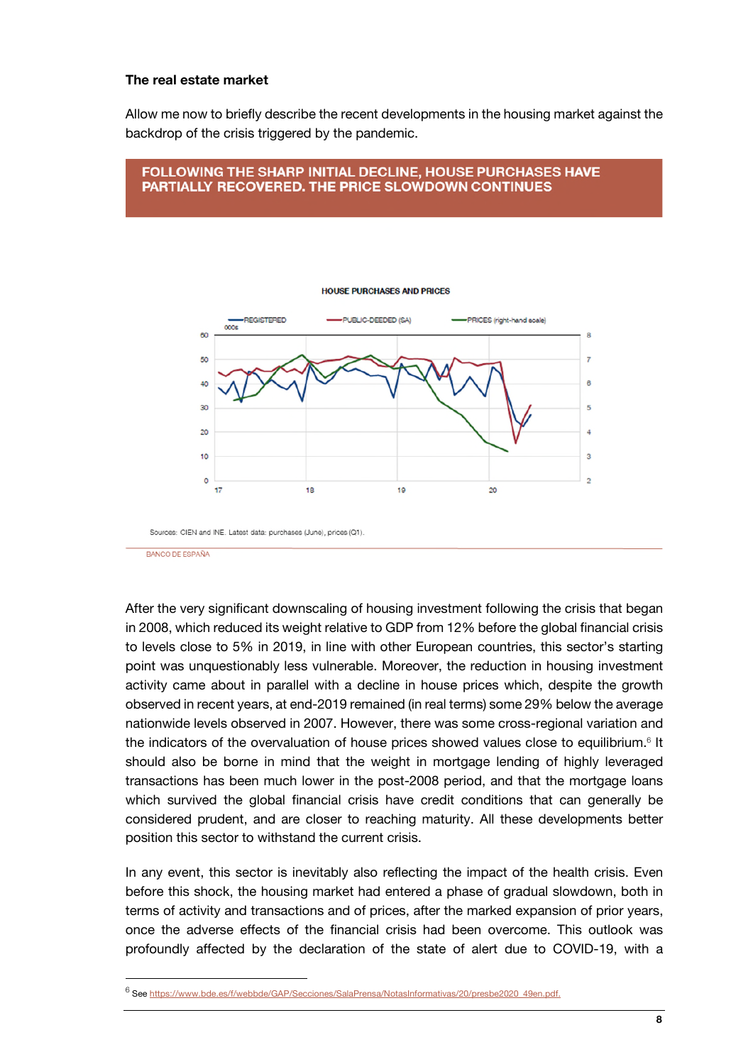**The real estate market**

Allow me now to briefly describe the recent developments in the housing market against the backdrop of the crisis triggered by the pandemic.

**FOLLOWING THE SHARP INITIAL DECLINE, HOUSE PURCHASES HAVE PARTIALLY RECOVERED. THE PRICE SLOWDOWN CONTINUES**

HOUSE PURCHASES AND PRICES

Sources: CIEN and INE. Latest data: purchases (June), prices (Q1).

BANCO DE ESPAÑA

After the very significant downscaling of housing investment following the crisis that began in 2008, which reduced its weight relative to GDP from 12% before the global financial crisis to levels close to 5% in 2019, in line with other European countries, this sector's starting point was unquestionably less vulnerable. Moreover, the reduction in housing investment activity came about in parallel with a decline in house prices which, despite the growth observed in recent years, at end-2019 remained (in real terms) some 29% below the average nationwide levels observed in 2007. However, there was some cross-regional variation and the indicators of the overvaluation of house prices showed values close to equilibrium.[6] It should also be borne in mind that the weight in mortgage lending of highly leveraged transactions has been much lower in the post-2008 period, and that the mortgage loans which survived the global financial crisis have credit conditions that can generally be considered prudent, and are closer to reaching maturity. All these developments better position this sector to withstand the current crisis.

In any event, this sector is inevitably also reflecting the impact of the health crisis. Even before this shock, the housing market had entered a phase of gradual slowdown, both in terms of activity and transactions and of prices, after the marked expansion of prior years, once the adverse effects of the financial crisis had been overcome. This outlook was profoundly affected by the declaration of the state of alert due to COVID-19, with a

[6] See https://www.bde.es/f/webbde/GAP/Secciones/SalaPrensa/NotasInformativas/20/presbe2020_49en.pdf.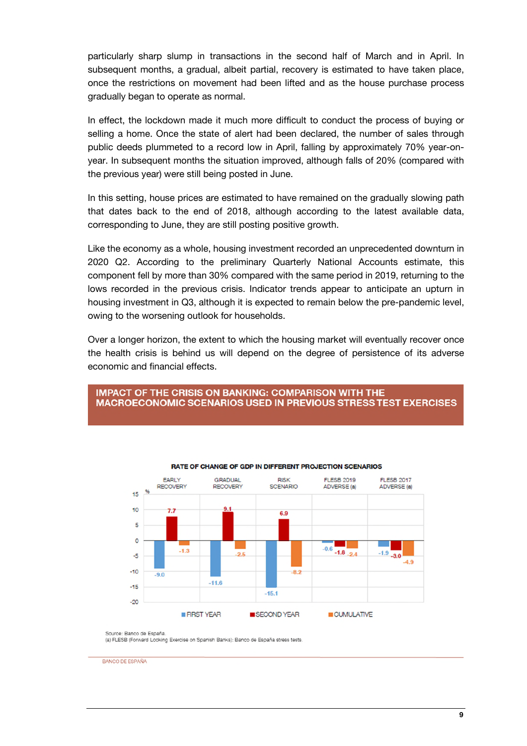particularly sharp slump in transactions in the second half of March and in April. In subsequent months, a gradual, albeit partial, recovery is estimated to have taken place, once the restrictions on movement had been lifted and as the house purchase process gradually began to operate as normal.

In effect, the lockdown made it much more difficult to conduct the process of buying or selling a home. Once the state of alert had been declared, the number of sales through public deeds plummeted to a record low in April, falling by approximately 70% year-on-year. In subsequent months the situation improved, although falls of 20% (compared with the previous year) were still being posted in June.

In this setting, house prices are estimated to have remained on the gradually slowing path that dates back to the end of 2018, although according to the latest available data, corresponding to June, they are still posting positive growth.

Like the economy as a whole, housing investment recorded an unprecedented downturn in 2020 Q2. According to the preliminary Quarterly National Accounts estimate, this component fell by more than 30% compared with the same period in 2019, returning to the lows recorded in the previous crisis. Indicator trends appear to anticipate an upturn in housing investment in Q3, although it is expected to remain below the pre-pandemic level, owing to the worsening outlook for households.

Over a longer horizon, the extent to which the housing market will eventually recover once the health crisis is behind us will depend on the degree of persistence of its adverse economic and financial effects.

## IMPACT OF THE CRISIS ON BANKING: COMPARISON WITH THE MACROECONOMIC SCENARIOS USED IN PREVIOUS STRESS TEST EXERCISES

**RATE OF CHANGE OF GDP IN DIFFERENT PROJECTION SCENARIOS**

| % | EARLY RECOVERY | GRADUAL RECOVERY | RISK SCENARIO | FLESB 2019 ADVERSE (a) | FLESB 2017 ADVERSE (a) |
|---|---|---|---|---|---|
| FIRST YEAR | -9.0 | -11.6 | -15.1 | -0.6 | -1.9 |
| SECOND YEAR | 7.7 | 9.1 | 6.9 | -1.8 | -3.0 |
| CUMULATIVE | -1.3 | -2.5 | -8.2 | -2.4 | -4.9 |

Source: Banco de España.
(a) FLESB (Forward Looking Exercise on Spanish Banks): Banco de España stress tests.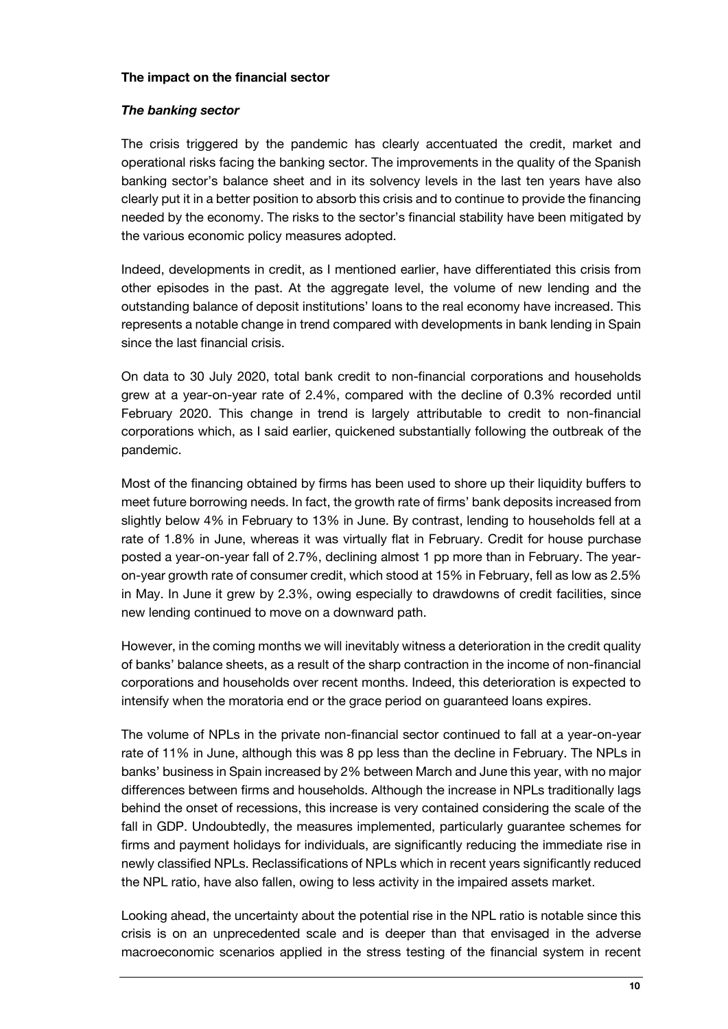**The impact on the financial sector**

***The banking sector***

The crisis triggered by the pandemic has clearly accentuated the credit, market and operational risks facing the banking sector. The improvements in the quality of the Spanish banking sector's balance sheet and in its solvency levels in the last ten years have also clearly put it in a better position to absorb this crisis and to continue to provide the financing needed by the economy. The risks to the sector's financial stability have been mitigated by the various economic policy measures adopted.

Indeed, developments in credit, as I mentioned earlier, have differentiated this crisis from other episodes in the past. At the aggregate level, the volume of new lending and the outstanding balance of deposit institutions' loans to the real economy have increased. This represents a notable change in trend compared with developments in bank lending in Spain since the last financial crisis.

On data to 30 July 2020, total bank credit to non-financial corporations and households grew at a year-on-year rate of 2.4%, compared with the decline of 0.3% recorded until February 2020. This change in trend is largely attributable to credit to non-financial corporations which, as I said earlier, quickened substantially following the outbreak of the pandemic.

Most of the financing obtained by firms has been used to shore up their liquidity buffers to meet future borrowing needs. In fact, the growth rate of firms' bank deposits increased from slightly below 4% in February to 13% in June. By contrast, lending to households fell at a rate of 1.8% in June, whereas it was virtually flat in February. Credit for house purchase posted a year-on-year fall of 2.7%, declining almost 1 pp more than in February. The year-on-year growth rate of consumer credit, which stood at 15% in February, fell as low as 2.5% in May. In June it grew by 2.3%, owing especially to drawdowns of credit facilities, since new lending continued to move on a downward path.

However, in the coming months we will inevitably witness a deterioration in the credit quality of banks' balance sheets, as a result of the sharp contraction in the income of non-financial corporations and households over recent months. Indeed, this deterioration is expected to intensify when the moratoria end or the grace period on guaranteed loans expires.

The volume of NPLs in the private non-financial sector continued to fall at a year-on-year rate of 11% in June, although this was 8 pp less than the decline in February. The NPLs in banks' business in Spain increased by 2% between March and June this year, with no major differences between firms and households. Although the increase in NPLs traditionally lags behind the onset of recessions, this increase is very contained considering the scale of the fall in GDP. Undoubtedly, the measures implemented, particularly guarantee schemes for firms and payment holidays for individuals, are significantly reducing the immediate rise in newly classified NPLs. Reclassifications of NPLs which in recent years significantly reduced the NPL ratio, have also fallen, owing to less activity in the impaired assets market.

Looking ahead, the uncertainty about the potential rise in the NPL ratio is notable since this crisis is on an unprecedented scale and is deeper than that envisaged in the adverse macroeconomic scenarios applied in the stress testing of the financial system in recent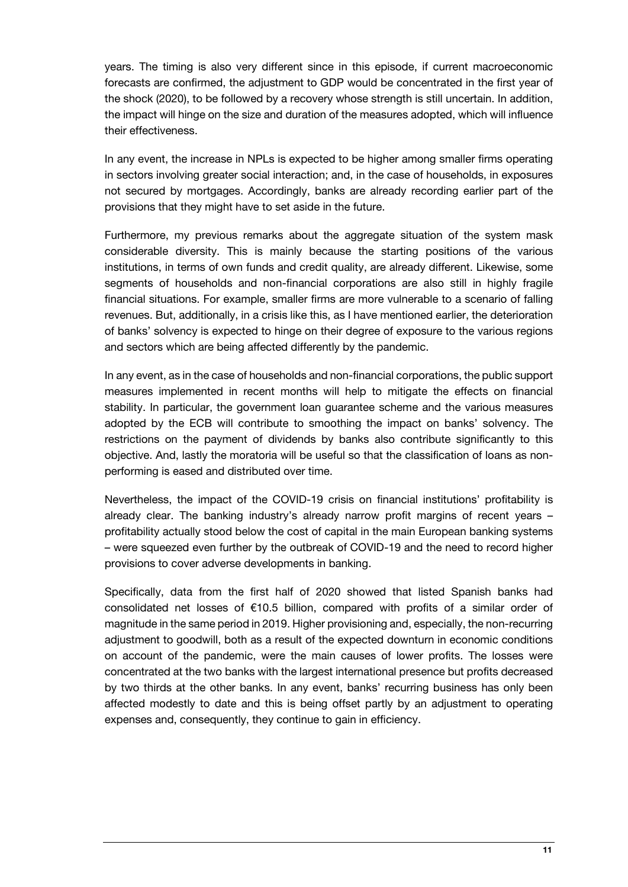years. The timing is also very different since in this episode, if current macroeconomic forecasts are confirmed, the adjustment to GDP would be concentrated in the first year of the shock (2020), to be followed by a recovery whose strength is still uncertain. In addition, the impact will hinge on the size and duration of the measures adopted, which will influence their effectiveness.

In any event, the increase in NPLs is expected to be higher among smaller firms operating in sectors involving greater social interaction; and, in the case of households, in exposures not secured by mortgages. Accordingly, banks are already recording earlier part of the provisions that they might have to set aside in the future.

Furthermore, my previous remarks about the aggregate situation of the system mask considerable diversity. This is mainly because the starting positions of the various institutions, in terms of own funds and credit quality, are already different. Likewise, some segments of households and non-financial corporations are also still in highly fragile financial situations. For example, smaller firms are more vulnerable to a scenario of falling revenues. But, additionally, in a crisis like this, as I have mentioned earlier, the deterioration of banks' solvency is expected to hinge on their degree of exposure to the various regions and sectors which are being affected differently by the pandemic.

In any event, as in the case of households and non-financial corporations, the public support measures implemented in recent months will help to mitigate the effects on financial stability. In particular, the government loan guarantee scheme and the various measures adopted by the ECB will contribute to smoothing the impact on banks' solvency. The restrictions on the payment of dividends by banks also contribute significantly to this objective. And, lastly the moratoria will be useful so that the classification of loans as non-performing is eased and distributed over time.

Nevertheless, the impact of the COVID-19 crisis on financial institutions' profitability is already clear. The banking industry's already narrow profit margins of recent years – profitability actually stood below the cost of capital in the main European banking systems – were squeezed even further by the outbreak of COVID-19 and the need to record higher provisions to cover adverse developments in banking.

Specifically, data from the first half of 2020 showed that listed Spanish banks had consolidated net losses of €10.5 billion, compared with profits of a similar order of magnitude in the same period in 2019. Higher provisioning and, especially, the non-recurring adjustment to goodwill, both as a result of the expected downturn in economic conditions on account of the pandemic, were the main causes of lower profits. The losses were concentrated at the two banks with the largest international presence but profits decreased by two thirds at the other banks. In any event, banks' recurring business has only been affected modestly to date and this is being offset partly by an adjustment to operating expenses and, consequently, they continue to gain in efficiency.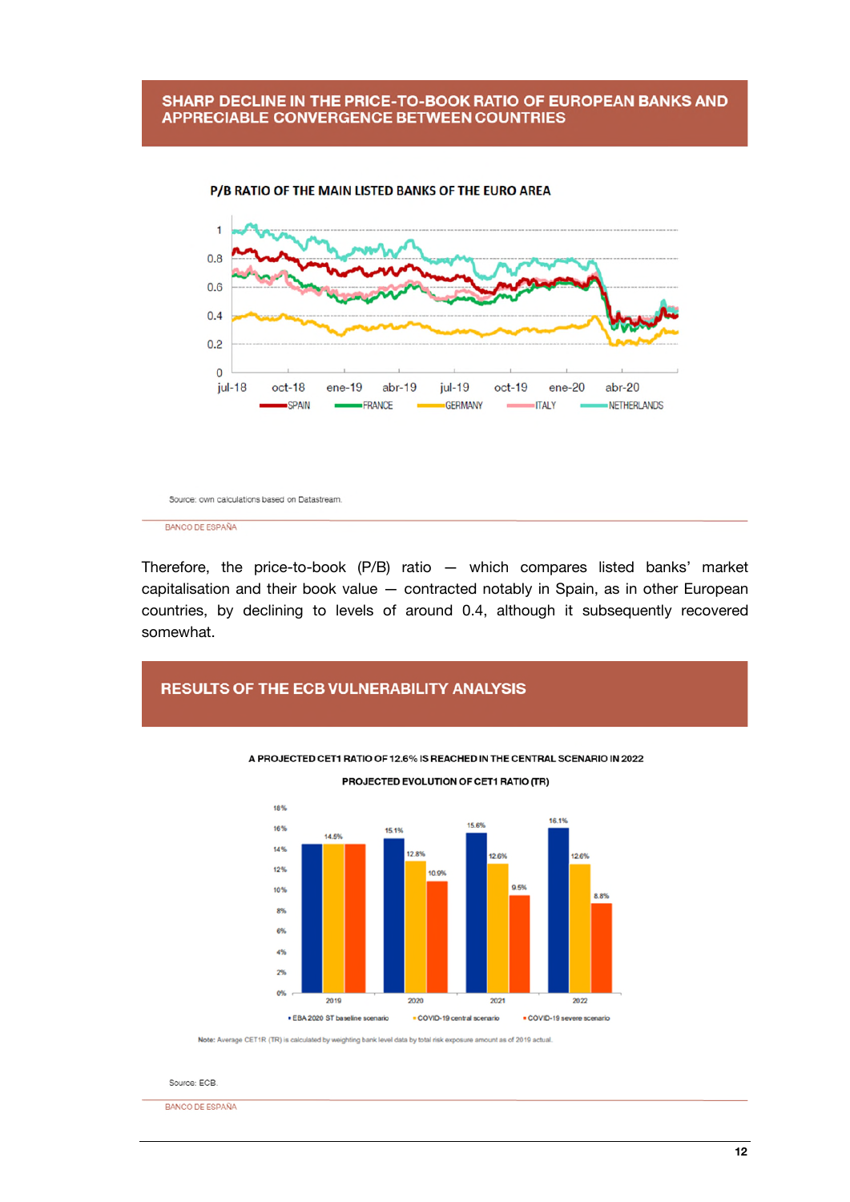## SHARP DECLINE IN THE PRICE-TO-BOOK RATIO OF EUROPEAN BANKS AND APPRECIABLE CONVERGENCE BETWEEN COUNTRIES

**P/B RATIO OF THE MAIN LISTED BANKS OF THE EURO AREA**

Source: own calculations based on Datastream.

BANCO DE ESPAÑA

Therefore, the price-to-book (P/B) ratio — which compares listed banks' market capitalisation and their book value — contracted notably in Spain, as in other European countries, by declining to levels of around 0.4, although it subsequently recovered somewhat.

## RESULTS OF THE ECB VULNERABILITY ANALYSIS

**A PROJECTED CET1 RATIO OF 12.6% IS REACHED IN THE CENTRAL SCENARIO IN 2022**

**PROJECTED EVOLUTION OF CET1 RATIO (TR)**

| | 2019 | 2020 | 2021 | 2022 |
|---|---|---|---|---|
| EBA 2020 ST baseline scenario | 14.5% | 15.1% | 15.6% | 16.1% |
| COVID-19 central scenario | 14.5% | 12.8% | 12.6% | 12.6% |
| COVID-19 severe scenario | 14.5% | 10.9% | 9.5% | 8.8% |

Note: Average CET1R (TR) is calculated by weighting bank level data by total risk exposure amount as of 2019 actual.

Source: ECB.

BANCO DE ESPAÑA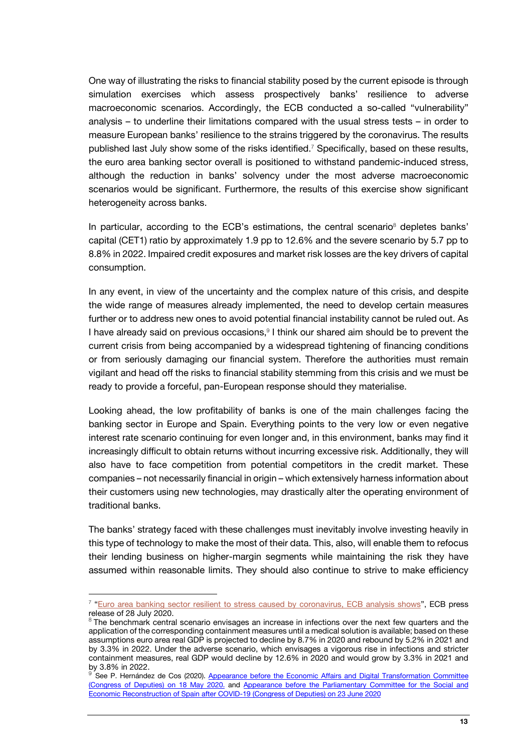One way of illustrating the risks to financial stability posed by the current episode is through simulation exercises which assess prospectively banks' resilience to adverse macroeconomic scenarios. Accordingly, the ECB conducted a so-called "vulnerability" analysis – to underline their limitations compared with the usual stress tests – in order to measure European banks' resilience to the strains triggered by the coronavirus. The results published last July show some of the risks identified.[7] Specifically, based on these results, the euro area banking sector overall is positioned to withstand pandemic-induced stress, although the reduction in banks' solvency under the most adverse macroeconomic scenarios would be significant. Furthermore, the results of this exercise show significant heterogeneity across banks.

In particular, according to the ECB's estimations, the central scenario[8] depletes banks' capital (CET1) ratio by approximately 1.9 pp to 12.6% and the severe scenario by 5.7 pp to 8.8% in 2022. Impaired credit exposures and market risk losses are the key drivers of capital consumption.

In any event, in view of the uncertainty and the complex nature of this crisis, and despite the wide range of measures already implemented, the need to develop certain measures further or to address new ones to avoid potential financial instability cannot be ruled out. As I have already said on previous occasions,[9] I think our shared aim should be to prevent the current crisis from being accompanied by a widespread tightening of financing conditions or from seriously damaging our financial system. Therefore the authorities must remain vigilant and head off the risks to financial stability stemming from this crisis and we must be ready to provide a forceful, pan-European response should they materialise.

Looking ahead, the low profitability of banks is one of the main challenges facing the banking sector in Europe and Spain. Everything points to the very low or even negative interest rate scenario continuing for even longer and, in this environment, banks may find it increasingly difficult to obtain returns without incurring excessive risk. Additionally, they will also have to face competition from potential competitors in the credit market. These companies – not necessarily financial in origin – which extensively harness information about their customers using new technologies, may drastically alter the operating environment of traditional banks.

The banks' strategy faced with these challenges must inevitably involve investing heavily in this type of technology to make the most of their data. This, also, will enable them to refocus their lending business on higher-margin segments while maintaining the risk they have assumed within reasonable limits. They should also continue to strive to make efficiency

---

[7] "Euro area banking sector resilient to stress caused by coronavirus, ECB analysis shows", ECB press release of 28 July 2020.

[8] The benchmark central scenario envisages an increase in infections over the next few quarters and the application of the corresponding containment measures until a medical solution is available; based on these assumptions euro area real GDP is projected to decline by 8.7% in 2020 and rebound by 5.2% in 2021 and by 3.3% in 2022. Under the adverse scenario, which envisages a vigorous rise in infections and stricter containment measures, real GDP would decline by 12.6% in 2020 and would grow by 3.3% in 2021 and by 3.8% in 2022.

[9] See P. Hernández de Cos (2020). Appearance before the Economic Affairs and Digital Transformation Committee (Congress of Deputies) on 18 May 2020. and Appearance before the Parliamentary Committee for the Social and Economic Reconstruction of Spain after COVID-19 (Congress of Deputies) on 23 June 2020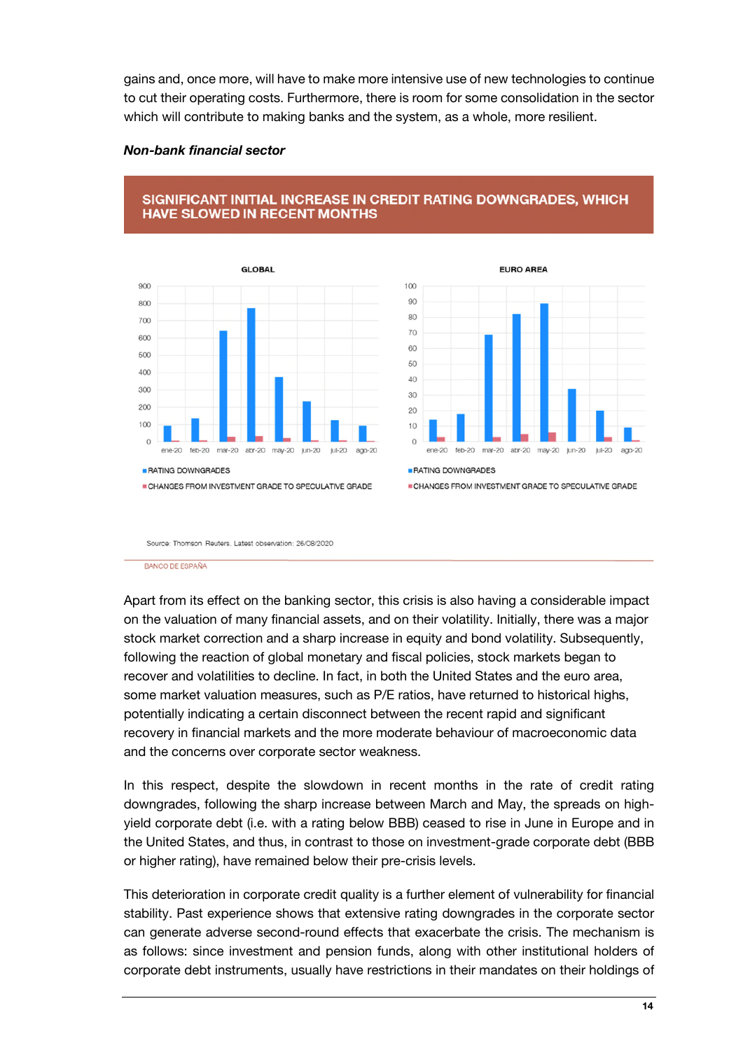gains and, once more, will have to make more intensive use of new technologies to continue to cut their operating costs. Furthermore, there is room for some consolidation in the sector which will contribute to making banks and the system, as a whole, more resilient.

***Non-bank financial sector***

**SIGNIFICANT INITIAL INCREASE IN CREDIT RATING DOWNGRADES, WHICH HAVE SLOWED IN RECENT MONTHS**

GLOBAL

EURO AREA

RATING DOWNGRADES

CHANGES FROM INVESTMENT GRADE TO SPECULATIVE GRADE

Source: Thomson Reuters. Latest observation: 26/08/2020

BANCO DE ESPAÑA

Apart from its effect on the banking sector, this crisis is also having a considerable impact on the valuation of many financial assets, and on their volatility. Initially, there was a major stock market correction and a sharp increase in equity and bond volatility. Subsequently, following the reaction of global monetary and fiscal policies, stock markets began to recover and volatilities to decline. In fact, in both the United States and the euro area, some market valuation measures, such as P/E ratios, have returned to historical highs, potentially indicating a certain disconnect between the recent rapid and significant recovery in financial markets and the more moderate behaviour of macroeconomic data and the concerns over corporate sector weakness.

In this respect, despite the slowdown in recent months in the rate of credit rating downgrades, following the sharp increase between March and May, the spreads on high-yield corporate debt (i.e. with a rating below BBB) ceased to rise in June in Europe and in the United States, and thus, in contrast to those on investment-grade corporate debt (BBB or higher rating), have remained below their pre-crisis levels.

This deterioration in corporate credit quality is a further element of vulnerability for financial stability. Past experience shows that extensive rating downgrades in the corporate sector can generate adverse second-round effects that exacerbate the crisis. The mechanism is as follows: since investment and pension funds, along with other institutional holders of corporate debt instruments, usually have restrictions in their mandates on their holdings of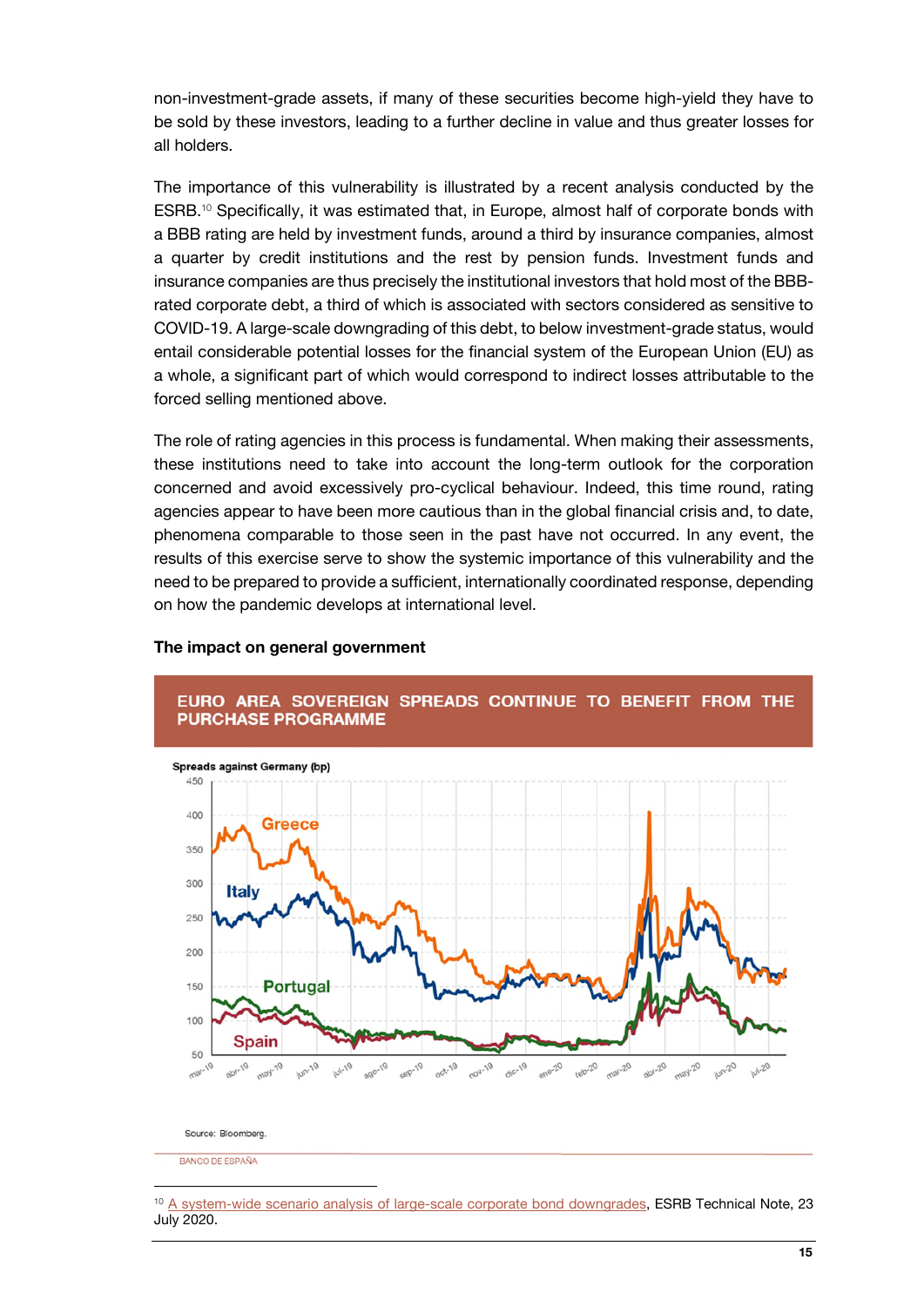non-investment-grade assets, if many of these securities become high-yield they have to be sold by these investors, leading to a further decline in value and thus greater losses for all holders.

The importance of this vulnerability is illustrated by a recent analysis conducted by the ESRB.[10] Specifically, it was estimated that, in Europe, almost half of corporate bonds with a BBB rating are held by investment funds, around a third by insurance companies, almost a quarter by credit institutions and the rest by pension funds. Investment funds and insurance companies are thus precisely the institutional investors that hold most of the BBB-rated corporate debt, a third of which is associated with sectors considered as sensitive to COVID-19. A large-scale downgrading of this debt, to below investment-grade status, would entail considerable potential losses for the financial system of the European Union (EU) as a whole, a significant part of which would correspond to indirect losses attributable to the forced selling mentioned above.

The role of rating agencies in this process is fundamental. When making their assessments, these institutions need to take into account the long-term outlook for the corporation concerned and avoid excessively pro-cyclical behaviour. Indeed, this time round, rating agencies appear to have been more cautious than in the global financial crisis and, to date, phenomena comparable to those seen in the past have not occurred. In any event, the results of this exercise serve to show the systemic importance of this vulnerability and the need to be prepared to provide a sufficient, internationally coordinated response, depending on how the pandemic develops at international level.

**The impact on general government**

**EURO AREA SOVEREIGN SPREADS CONTINUE TO BENEFIT FROM THE PURCHASE PROGRAMME**

Spreads against Germany (bp)

Source: Bloomberg.

BANCO DE ESPAÑA

---

[10] A system-wide scenario analysis of large-scale corporate bond downgrades, ESRB Technical Note, 23 July 2020.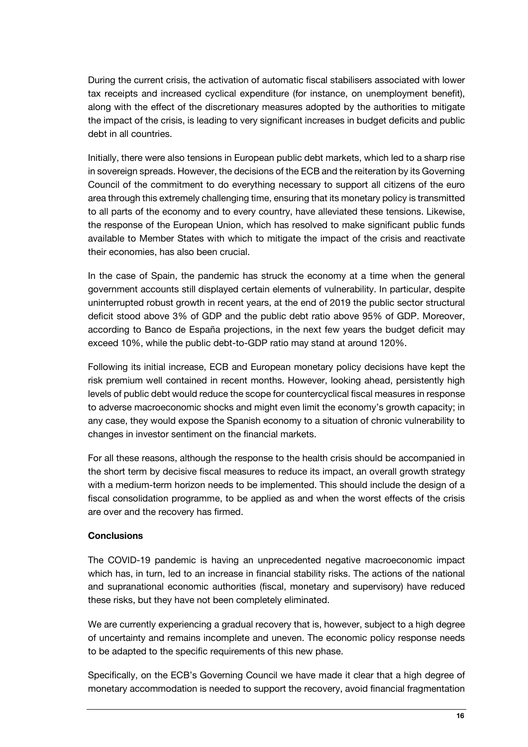During the current crisis, the activation of automatic fiscal stabilisers associated with lower tax receipts and increased cyclical expenditure (for instance, on unemployment benefit), along with the effect of the discretionary measures adopted by the authorities to mitigate the impact of the crisis, is leading to very significant increases in budget deficits and public debt in all countries.

Initially, there were also tensions in European public debt markets, which led to a sharp rise in sovereign spreads. However, the decisions of the ECB and the reiteration by its Governing Council of the commitment to do everything necessary to support all citizens of the euro area through this extremely challenging time, ensuring that its monetary policy is transmitted to all parts of the economy and to every country, have alleviated these tensions. Likewise, the response of the European Union, which has resolved to make significant public funds available to Member States with which to mitigate the impact of the crisis and reactivate their economies, has also been crucial.

In the case of Spain, the pandemic has struck the economy at a time when the general government accounts still displayed certain elements of vulnerability. In particular, despite uninterrupted robust growth in recent years, at the end of 2019 the public sector structural deficit stood above 3% of GDP and the public debt ratio above 95% of GDP. Moreover, according to Banco de España projections, in the next few years the budget deficit may exceed 10%, while the public debt-to-GDP ratio may stand at around 120%.

Following its initial increase, ECB and European monetary policy decisions have kept the risk premium well contained in recent months. However, looking ahead, persistently high levels of public debt would reduce the scope for countercyclical fiscal measures in response to adverse macroeconomic shocks and might even limit the economy's growth capacity; in any case, they would expose the Spanish economy to a situation of chronic vulnerability to changes in investor sentiment on the financial markets.

For all these reasons, although the response to the health crisis should be accompanied in the short term by decisive fiscal measures to reduce its impact, an overall growth strategy with a medium-term horizon needs to be implemented. This should include the design of a fiscal consolidation programme, to be applied as and when the worst effects of the crisis are over and the recovery has firmed.

**Conclusions**

The COVID-19 pandemic is having an unprecedented negative macroeconomic impact which has, in turn, led to an increase in financial stability risks. The actions of the national and supranational economic authorities (fiscal, monetary and supervisory) have reduced these risks, but they have not been completely eliminated.

We are currently experiencing a gradual recovery that is, however, subject to a high degree of uncertainty and remains incomplete and uneven. The economic policy response needs to be adapted to the specific requirements of this new phase.

Specifically, on the ECB's Governing Council we have made it clear that a high degree of monetary accommodation is needed to support the recovery, avoid financial fragmentation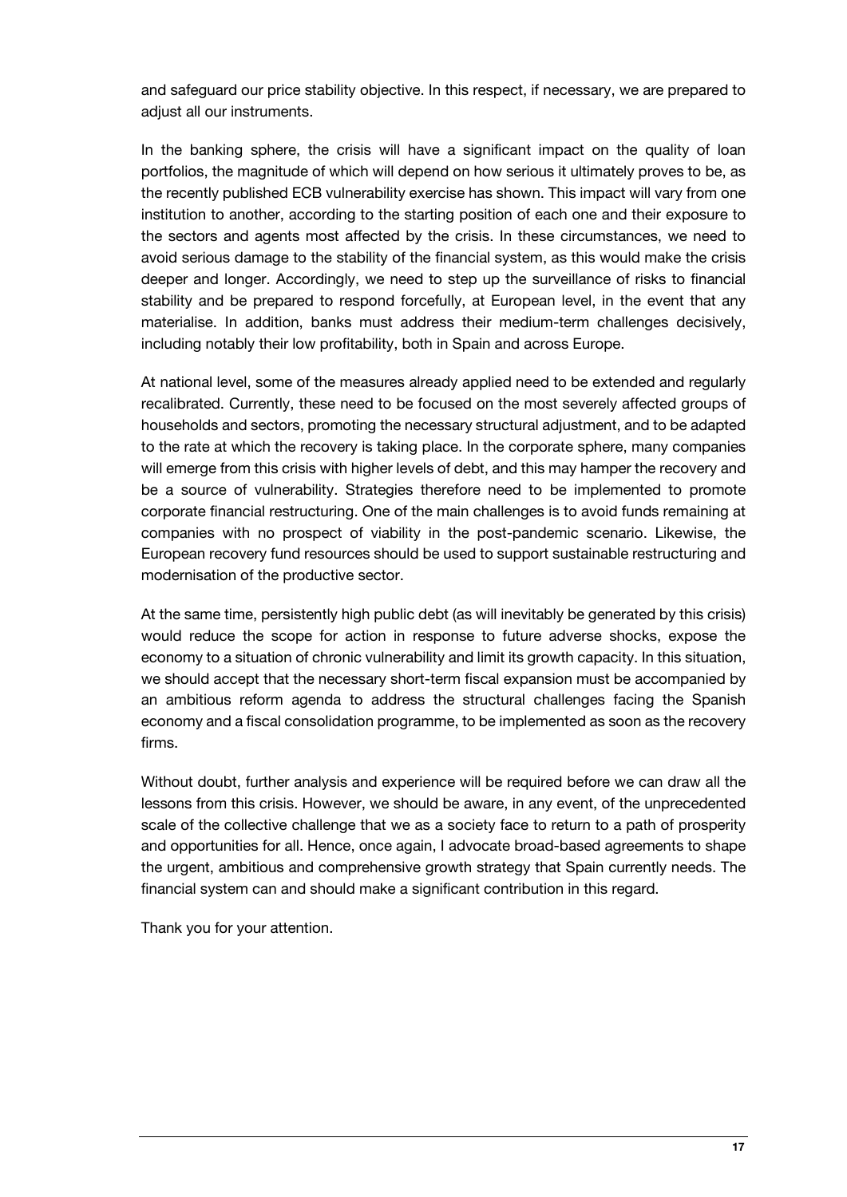and safeguard our price stability objective. In this respect, if necessary, we are prepared to adjust all our instruments.

In the banking sphere, the crisis will have a significant impact on the quality of loan portfolios, the magnitude of which will depend on how serious it ultimately proves to be, as the recently published ECB vulnerability exercise has shown. This impact will vary from one institution to another, according to the starting position of each one and their exposure to the sectors and agents most affected by the crisis. In these circumstances, we need to avoid serious damage to the stability of the financial system, as this would make the crisis deeper and longer. Accordingly, we need to step up the surveillance of risks to financial stability and be prepared to respond forcefully, at European level, in the event that any materialise. In addition, banks must address their medium-term challenges decisively, including notably their low profitability, both in Spain and across Europe.

At national level, some of the measures already applied need to be extended and regularly recalibrated. Currently, these need to be focused on the most severely affected groups of households and sectors, promoting the necessary structural adjustment, and to be adapted to the rate at which the recovery is taking place. In the corporate sphere, many companies will emerge from this crisis with higher levels of debt, and this may hamper the recovery and be a source of vulnerability. Strategies therefore need to be implemented to promote corporate financial restructuring. One of the main challenges is to avoid funds remaining at companies with no prospect of viability in the post-pandemic scenario. Likewise, the European recovery fund resources should be used to support sustainable restructuring and modernisation of the productive sector.

At the same time, persistently high public debt (as will inevitably be generated by this crisis) would reduce the scope for action in response to future adverse shocks, expose the economy to a situation of chronic vulnerability and limit its growth capacity. In this situation, we should accept that the necessary short-term fiscal expansion must be accompanied by an ambitious reform agenda to address the structural challenges facing the Spanish economy and a fiscal consolidation programme, to be implemented as soon as the recovery firms.

Without doubt, further analysis and experience will be required before we can draw all the lessons from this crisis. However, we should be aware, in any event, of the unprecedented scale of the collective challenge that we as a society face to return to a path of prosperity and opportunities for all. Hence, once again, I advocate broad-based agreements to shape the urgent, ambitious and comprehensive growth strategy that Spain currently needs. The financial system can and should make a significant contribution in this regard.

Thank you for your attention.